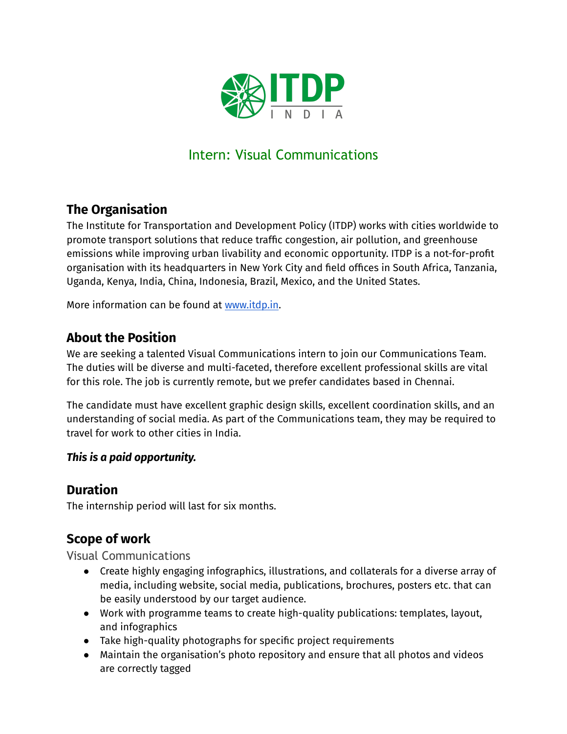# Intern: Visual Communications

## The Organisation

The Institute for Transportation and Development Policy (ITDP) works with cities worldwide to promote transport solutions that reduce traffic congestion, air pollution, and greenhouse emissions while improving urban livability and economic opportunity. ITDP is a not-for-profit organisation with its headquarters in New York City and field offices in South Africa, Tanzania, Uganda, Kenya, India, China, Indonesia, Brazil, Mexico, and the United States.

More information can be found at [www.itdp.in](http://www.itdp.in).

## About the Position

We are seeking a talented Visual Communications intern to join our Communications Team. The duties will be diverse and multi-faceted, therefore excellent professional skills are vital for this role. The job is currently remote, but we prefer candidates based in Chennai.

The candidate must have excellent graphic design skills, excellent coordination skills, and an understanding of social media. As part of the Communications team, they may be required to travel for work to other cities in India.

***This is a paid opportunity.***

## Duration

The internship period will last for six months.

## Scope of work

### Visual Communications

- Create highly engaging infographics, illustrations, and collaterals for a diverse array of media, including website, social media, publications, brochures, posters etc. that can be easily understood by our target audience.
- Work with programme teams to create high-quality publications: templates, layout, and infographics
- Take high-quality photographs for specific project requirements
- Maintain the organisation's photo repository and ensure that all photos and videos are correctly tagged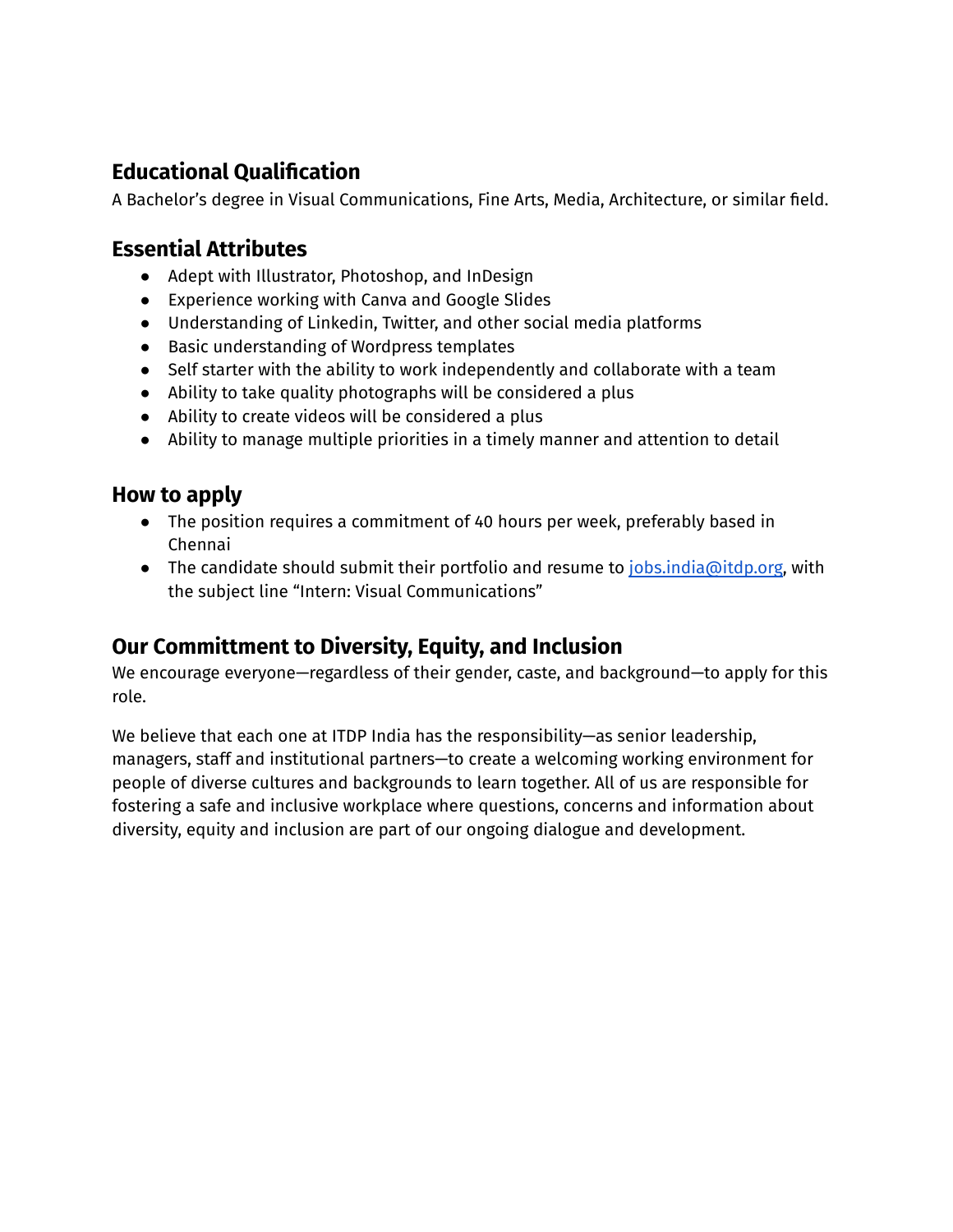## Educational Qualification

A Bachelor's degree in Visual Communications, Fine Arts, Media, Architecture, or similar field.

## Essential Attributes

- Adept with Illustrator, Photoshop, and InDesign
- Experience working with Canva and Google Slides
- Understanding of Linkedin, Twitter, and other social media platforms
- Basic understanding of Wordpress templates
- Self starter with the ability to work independently and collaborate with a team
- Ability to take quality photographs will be considered a plus
- Ability to create videos will be considered a plus
- Ability to manage multiple priorities in a timely manner and attention to detail

## How to apply

- The position requires a commitment of 40 hours per week, preferably based in Chennai
- The candidate should submit their portfolio and resume to [jobs.india@itdp.org](mailto:jobs.india@itdp.org), with the subject line "Intern: Visual Communications"

## Our Committment to Diversity, Equity, and Inclusion

We encourage everyone—regardless of their gender, caste, and background—to apply for this role.

We believe that each one at ITDP India has the responsibility—as senior leadership, managers, staff and institutional partners—to create a welcoming working environment for people of diverse cultures and backgrounds to learn together. All of us are responsible for fostering a safe and inclusive workplace where questions, concerns and information about diversity, equity and inclusion are part of our ongoing dialogue and development.